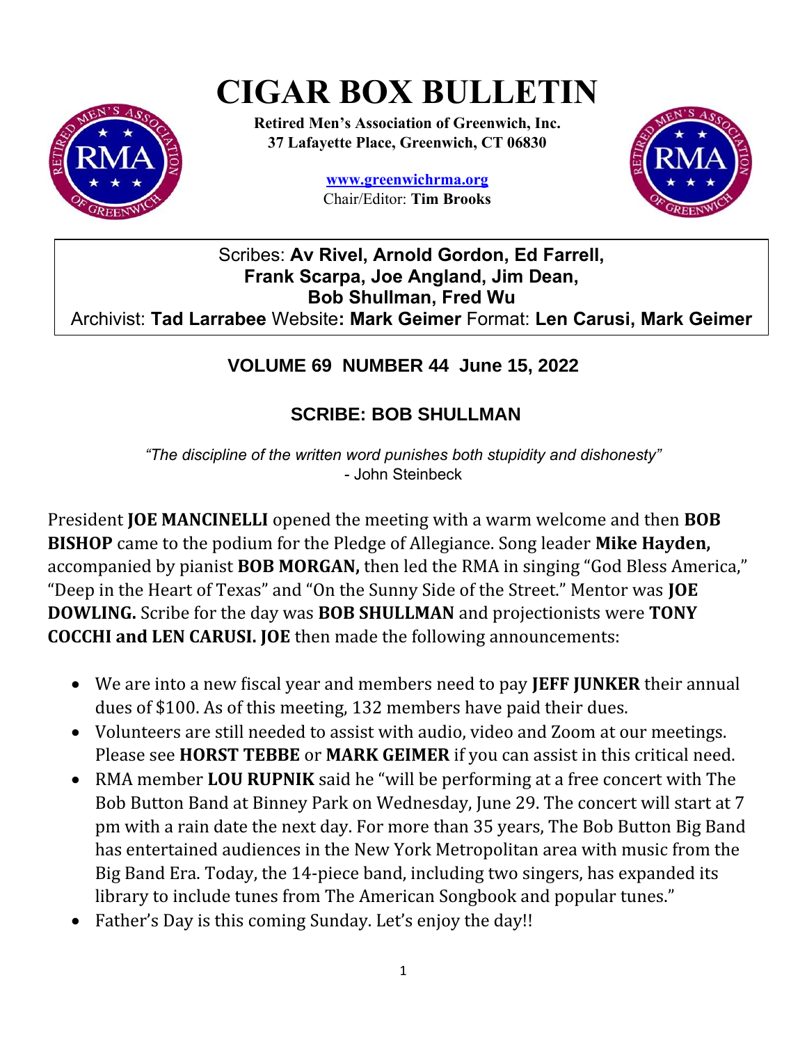# CIGAR BOX BULLETIN

**Retired Men's Association of Greenwich, Inc.**
**37 Lafayette Place, Greenwich, CT 06830**

**www.greenwichrma.org**
Chair/Editor: **Tim Brooks**

Scribes: **Av Rivel, Arnold Gordon, Ed Farrell, Frank Scarpa, Joe Angland, Jim Dean, Bob Shullman, Fred Wu**
Archivist: **Tad Larrabee** Website**: Mark Geimer** Format: **Len Carusi, Mark Geimer**

## VOLUME 69 NUMBER 44 June 15, 2022

## SCRIBE: BOB SHULLMAN

*"The discipline of the written word punishes both stupidity and dishonesty"*
\- John Steinbeck

President **JOE MANCINELLI** opened the meeting with a warm welcome and then **BOB BISHOP** came to the podium for the Pledge of Allegiance. Song leader **Mike Hayden,** accompanied by pianist **BOB MORGAN,** then led the RMA in singing "God Bless America," "Deep in the Heart of Texas" and "On the Sunny Side of the Street." Mentor was **JOE DOWLING.** Scribe for the day was **BOB SHULLMAN** and projectionists were **TONY COCCHI and LEN CARUSI. JOE** then made the following announcements:

- We are into a new fiscal year and members need to pay **JEFF JUNKER** their annual dues of $100. As of this meeting, 132 members have paid their dues.
- Volunteers are still needed to assist with audio, video and Zoom at our meetings. Please see **HORST TEBBE** or **MARK GEIMER** if you can assist in this critical need.
- RMA member **LOU RUPNIK** said he "will be performing at a free concert with The Bob Button Band at Binney Park on Wednesday, June 29. The concert will start at 7 pm with a rain date the next day. For more than 35 years, The Bob Button Big Band has entertained audiences in the New York Metropolitan area with music from the Big Band Era. Today, the 14-piece band, including two singers, has expanded its library to include tunes from The American Songbook and popular tunes."
- Father's Day is this coming Sunday. Let's enjoy the day!!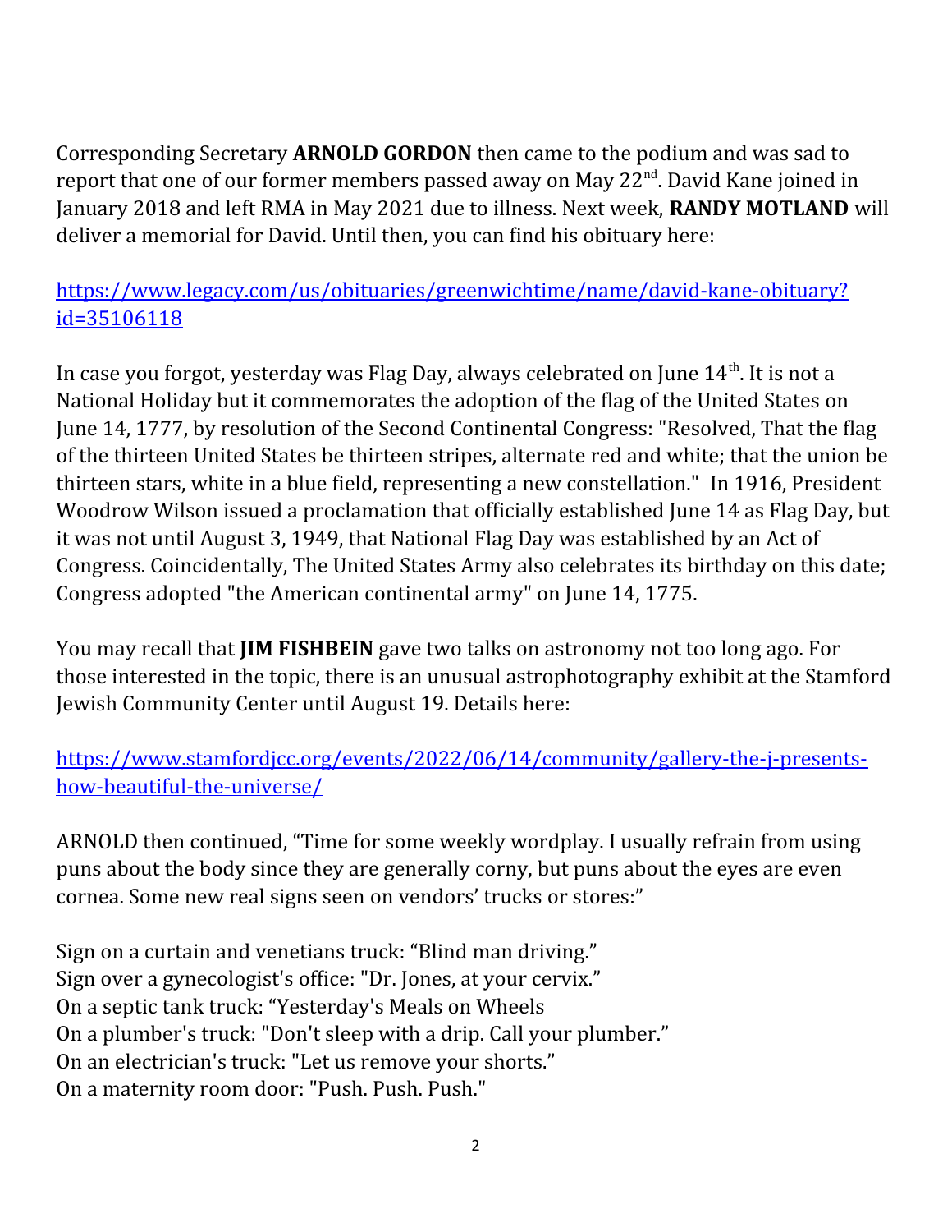Corresponding Secretary **ARNOLD GORDON** then came to the podium and was sad to report that one of our former members passed away on May 22nd. David Kane joined in January 2018 and left RMA in May 2021 due to illness. Next week, **RANDY MOTLAND** will deliver a memorial for David. Until then, you can find his obituary here:

https://www.legacy.com/us/obituaries/greenwichtime/name/david-kane-obituary?id=35106118

In case you forgot, yesterday was Flag Day, always celebrated on June 14th. It is not a National Holiday but it commemorates the adoption of the flag of the United States on June 14, 1777, by resolution of the Second Continental Congress: "Resolved, That the flag of the thirteen United States be thirteen stripes, alternate red and white; that the union be thirteen stars, white in a blue field, representing a new constellation." In 1916, President Woodrow Wilson issued a proclamation that officially established June 14 as Flag Day, but it was not until August 3, 1949, that National Flag Day was established by an Act of Congress. Coincidentally, The United States Army also celebrates its birthday on this date; Congress adopted "the American continental army" on June 14, 1775.

You may recall that **JIM FISHBEIN** gave two talks on astronomy not too long ago. For those interested in the topic, there is an unusual astrophotography exhibit at the Stamford Jewish Community Center until August 19. Details here:

https://www.stamfordjcc.org/events/2022/06/14/community/gallery-the-j-presents-how-beautiful-the-universe/

ARNOLD then continued, "Time for some weekly wordplay. I usually refrain from using puns about the body since they are generally corny, but puns about the eyes are even cornea. Some new real signs seen on vendors' trucks or stores:"

Sign on a curtain and venetians truck: "Blind man driving."
Sign over a gynecologist's office: "Dr. Jones, at your cervix."
On a septic tank truck: "Yesterday's Meals on Wheels
On a plumber's truck: "Don't sleep with a drip. Call your plumber."
On an electrician's truck: "Let us remove your shorts."
On a maternity room door: "Push. Push. Push."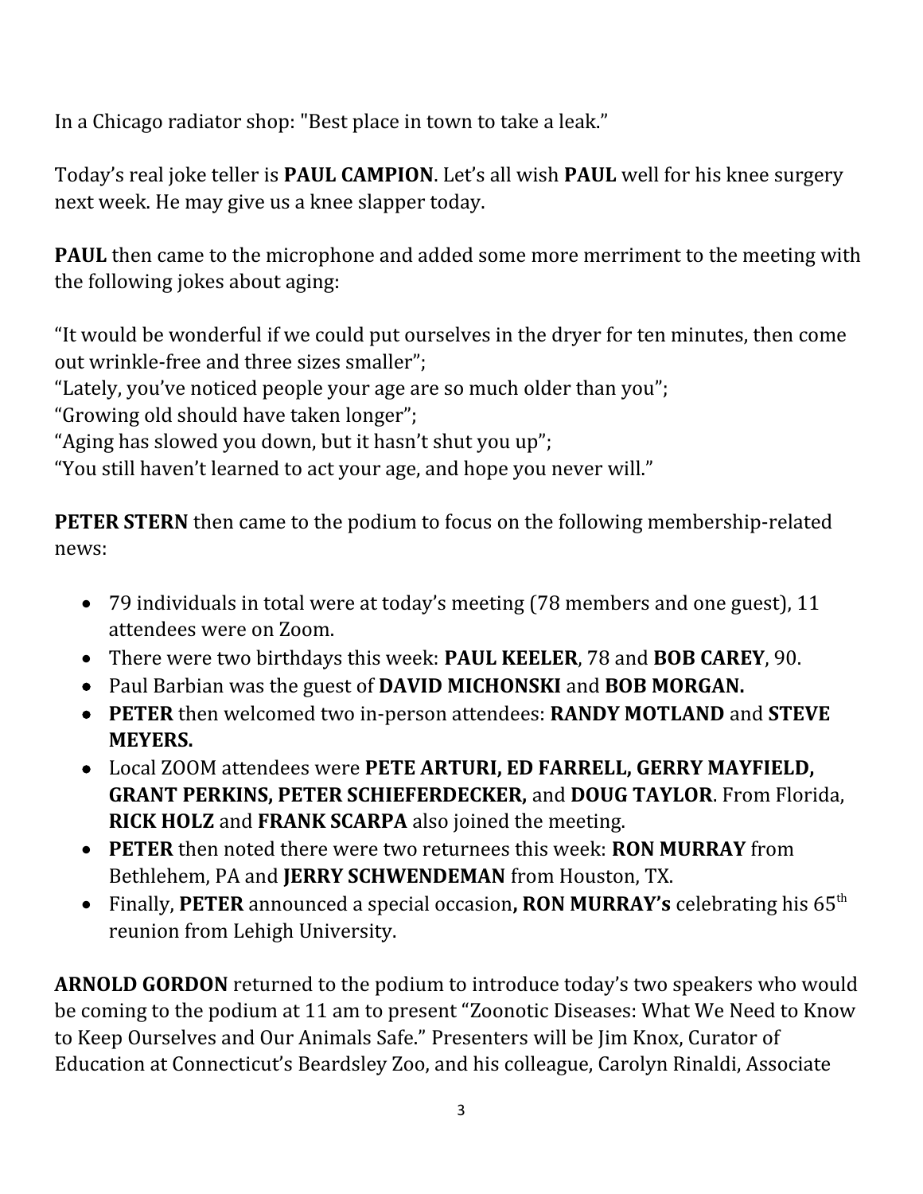In a Chicago radiator shop: "Best place in town to take a leak."

Today's real joke teller is **PAUL CAMPION**. Let's all wish **PAUL** well for his knee surgery next week. He may give us a knee slapper today.

**PAUL** then came to the microphone and added some more merriment to the meeting with the following jokes about aging:

"It would be wonderful if we could put ourselves in the dryer for ten minutes, then come out wrinkle-free and three sizes smaller";
"Lately, you've noticed people your age are so much older than you";
"Growing old should have taken longer";
"Aging has slowed you down, but it hasn't shut you up";
"You still haven't learned to act your age, and hope you never will."

**PETER STERN** then came to the podium to focus on the following membership-related news:

- 79 individuals in total were at today's meeting (78 members and one guest), 11 attendees were on Zoom.
- There were two birthdays this week: **PAUL KEELER**, 78 and **BOB CAREY**, 90.
- Paul Barbian was the guest of **DAVID MICHONSKI** and **BOB MORGAN.**
- **PETER** then welcomed two in-person attendees: **RANDY MOTLAND** and **STEVE MEYERS.**
- Local ZOOM attendees were **PETE ARTURI, ED FARRELL, GERRY MAYFIELD, GRANT PERKINS, PETER SCHIEFERDECKER,** and **DOUG TAYLOR**. From Florida, **RICK HOLZ** and **FRANK SCARPA** also joined the meeting.
- **PETER** then noted there were two returnees this week: **RON MURRAY** from Bethlehem, PA and **JERRY SCHWENDEMAN** from Houston, TX.
- Finally, **PETER** announced a special occasion**, RON MURRAY's** celebrating his 65th reunion from Lehigh University.

**ARNOLD GORDON** returned to the podium to introduce today's two speakers who would be coming to the podium at 11 am to present "Zoonotic Diseases: What We Need to Know to Keep Ourselves and Our Animals Safe." Presenters will be Jim Knox, Curator of Education at Connecticut's Beardsley Zoo, and his colleague, Carolyn Rinaldi, Associate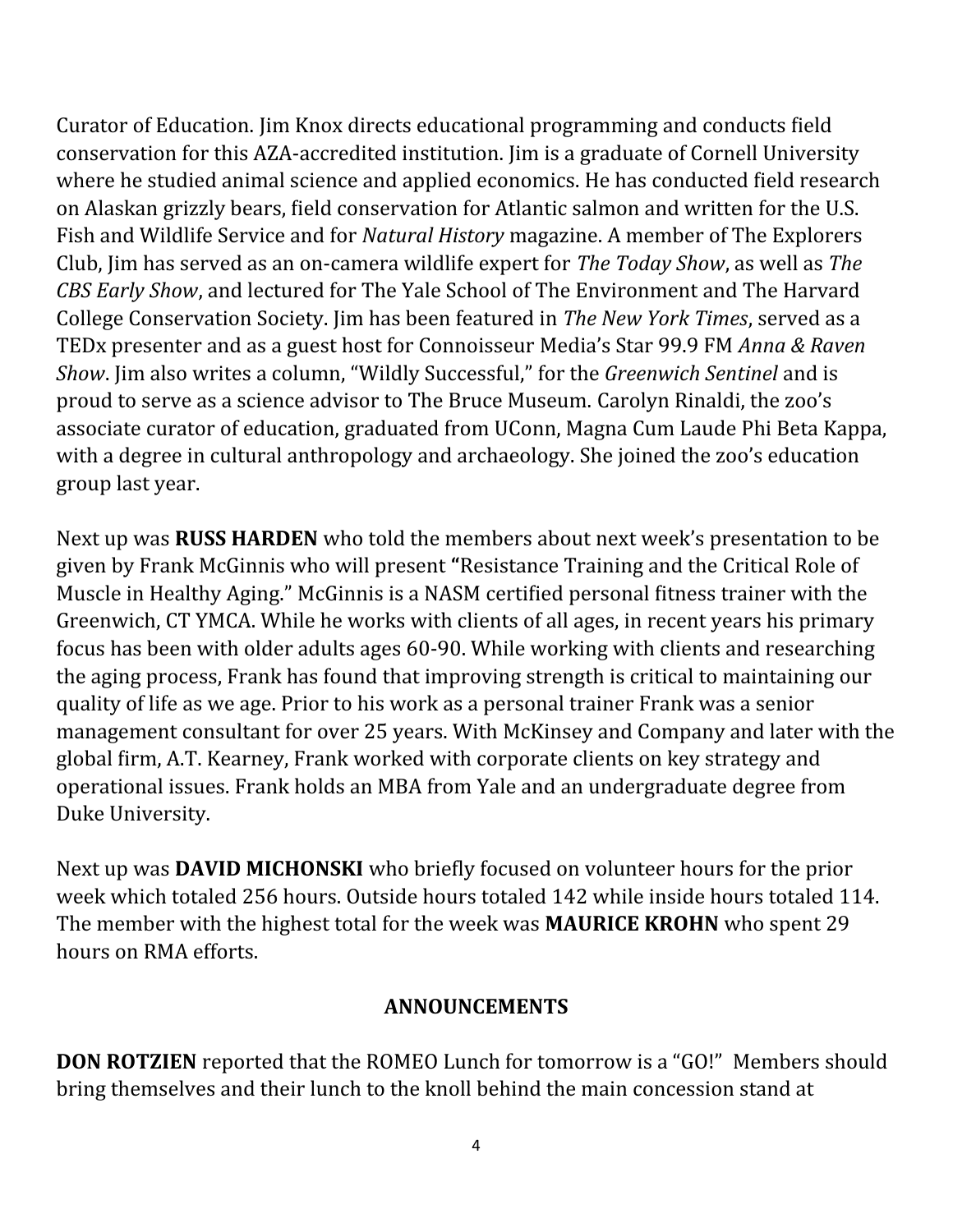Curator of Education. Jim Knox directs educational programming and conducts field conservation for this AZA-accredited institution. Jim is a graduate of Cornell University where he studied animal science and applied economics. He has conducted field research on Alaskan grizzly bears, field conservation for Atlantic salmon and written for the U.S. Fish and Wildlife Service and for *Natural History* magazine. A member of The Explorers Club, Jim has served as an on-camera wildlife expert for *The Today Show*, as well as *The CBS Early Show*, and lectured for The Yale School of The Environment and The Harvard College Conservation Society. Jim has been featured in *The New York Times*, served as a TEDx presenter and as a guest host for Connoisseur Media's Star 99.9 FM *Anna & Raven Show*. Jim also writes a column, "Wildly Successful," for the *Greenwich Sentinel* and is proud to serve as a science advisor to The Bruce Museum. Carolyn Rinaldi, the zoo's associate curator of education, graduated from UConn, Magna Cum Laude Phi Beta Kappa, with a degree in cultural anthropology and archaeology. She joined the zoo's education group last year.

Next up was **RUSS HARDEN** who told the members about next week's presentation to be given by Frank McGinnis who will present **"**Resistance Training and the Critical Role of Muscle in Healthy Aging." McGinnis is a NASM certified personal fitness trainer with the Greenwich, CT YMCA. While he works with clients of all ages, in recent years his primary focus has been with older adults ages 60-90. While working with clients and researching the aging process, Frank has found that improving strength is critical to maintaining our quality of life as we age. Prior to his work as a personal trainer Frank was a senior management consultant for over 25 years. With McKinsey and Company and later with the global firm, A.T. Kearney, Frank worked with corporate clients on key strategy and operational issues. Frank holds an MBA from Yale and an undergraduate degree from Duke University.

Next up was **DAVID MICHONSKI** who briefly focused on volunteer hours for the prior week which totaled 256 hours. Outside hours totaled 142 while inside hours totaled 114. The member with the highest total for the week was **MAURICE KROHN** who spent 29 hours on RMA efforts.

## ANNOUNCEMENTS

**DON ROTZIEN** reported that the ROMEO Lunch for tomorrow is a "GO!" Members should bring themselves and their lunch to the knoll behind the main concession stand at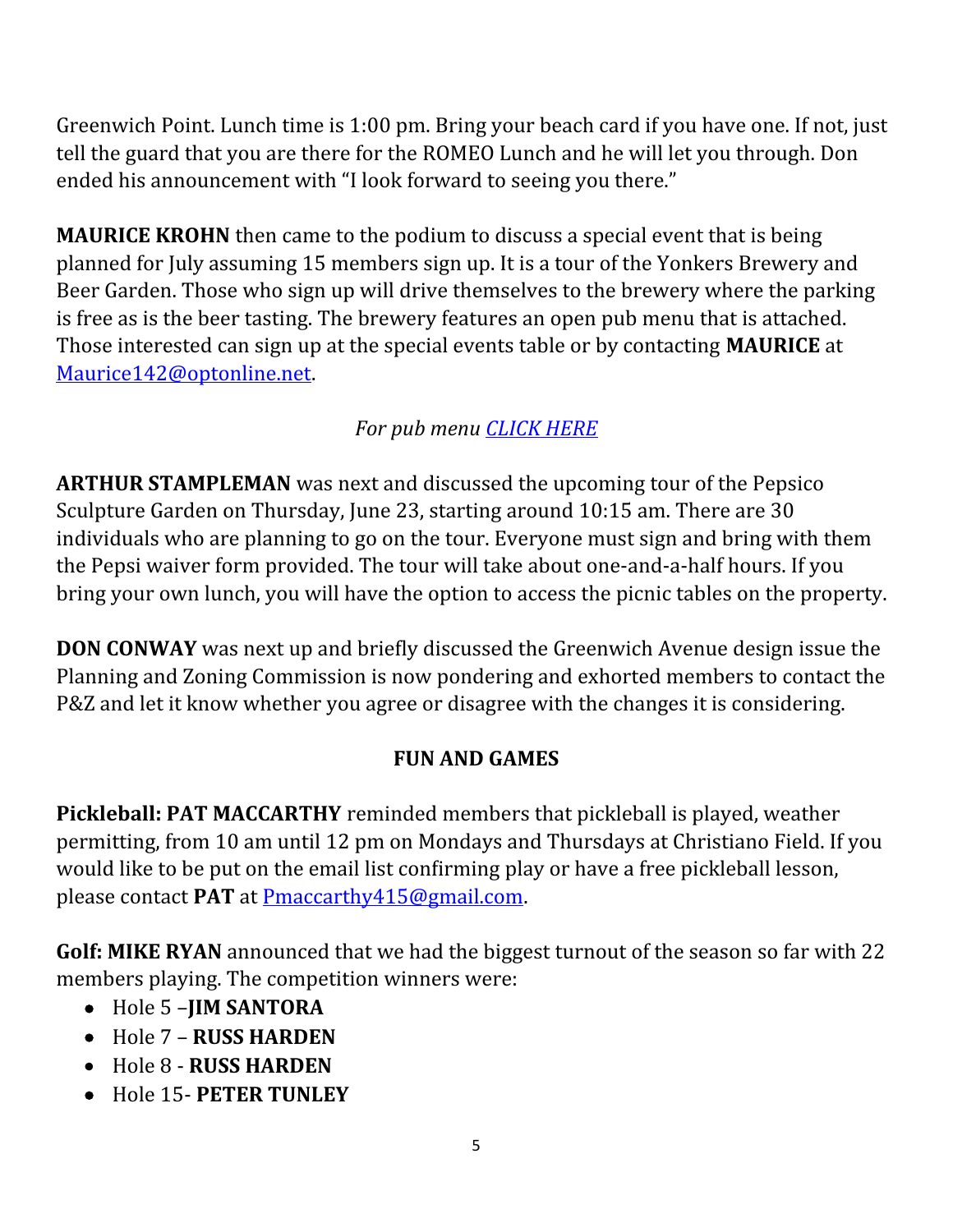Greenwich Point. Lunch time is 1:00 pm. Bring your beach card if you have one. If not, just tell the guard that you are there for the ROMEO Lunch and he will let you through. Don ended his announcement with "I look forward to seeing you there."

**MAURICE KROHN** then came to the podium to discuss a special event that is being planned for July assuming 15 members sign up. It is a tour of the Yonkers Brewery and Beer Garden. Those who sign up will drive themselves to the brewery where the parking is free as is the beer tasting. The brewery features an open pub menu that is attached. Those interested can sign up at the special events table or by contacting **MAURICE** at Maurice142@optonline.net.

*For pub menu CLICK HERE*

**ARTHUR STAMPLEMAN** was next and discussed the upcoming tour of the Pepsico Sculpture Garden on Thursday, June 23, starting around 10:15 am. There are 30 individuals who are planning to go on the tour. Everyone must sign and bring with them the Pepsi waiver form provided. The tour will take about one-and-a-half hours. If you bring your own lunch, you will have the option to access the picnic tables on the property.

**DON CONWAY** was next up and briefly discussed the Greenwich Avenue design issue the Planning and Zoning Commission is now pondering and exhorted members to contact the P&Z and let it know whether you agree or disagree with the changes it is considering.

## FUN AND GAMES

**Pickleball: PAT MACCARTHY** reminded members that pickleball is played, weather permitting, from 10 am until 12 pm on Mondays and Thursdays at Christiano Field. If you would like to be put on the email list confirming play or have a free pickleball lesson, please contact **PAT** at Pmaccarthy415@gmail.com.

**Golf: MIKE RYAN** announced that we had the biggest turnout of the season so far with 22 members playing. The competition winners were:

- Hole 5 –**JIM SANTORA**
- Hole 7 – **RUSS HARDEN**
- Hole 8 - **RUSS HARDEN**
- Hole 15- **PETER TUNLEY**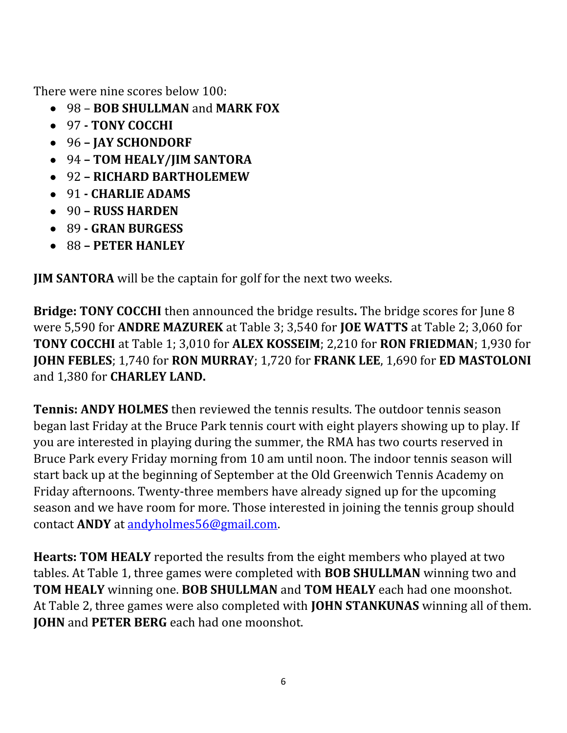There were nine scores below 100:

- 98 – **BOB SHULLMAN** and **MARK FOX**
- 97 **- TONY COCCHI**
- 96 **– JAY SCHONDORF**
- 94 **– TOM HEALY/JIM SANTORA**
- 92 **– RICHARD BARTHOLEMEW**
- 91 **- CHARLIE ADAMS**
- 90 **– RUSS HARDEN**
- 89 **- GRAN BURGESS**
- 88 **– PETER HANLEY**

**JIM SANTORA** will be the captain for golf for the next two weeks.

**Bridge: TONY COCCHI** then announced the bridge results**.** The bridge scores for June 8 were 5,590 for **ANDRE MAZUREK** at Table 3; 3,540 for **JOE WATTS** at Table 2; 3,060 for **TONY COCCHI** at Table 1; 3,010 for **ALEX KOSSEIM**; 2,210 for **RON FRIEDMAN**; 1,930 for **JOHN FEBLES**; 1,740 for **RON MURRAY**; 1,720 for **FRANK LEE**, 1,690 for **ED MASTOLONI** and 1,380 for **CHARLEY LAND.**

**Tennis: ANDY HOLMES** then reviewed the tennis results. The outdoor tennis season began last Friday at the Bruce Park tennis court with eight players showing up to play. If you are interested in playing during the summer, the RMA has two courts reserved in Bruce Park every Friday morning from 10 am until noon. The indoor tennis season will start back up at the beginning of September at the Old Greenwich Tennis Academy on Friday afternoons. Twenty-three members have already signed up for the upcoming season and we have room for more. Those interested in joining the tennis group should contact **ANDY** at andyholmes56@gmail.com.

**Hearts: TOM HEALY** reported the results from the eight members who played at two tables. At Table 1, three games were completed with **BOB SHULLMAN** winning two and **TOM HEALY** winning one. **BOB SHULLMAN** and **TOM HEALY** each had one moonshot. At Table 2, three games were also completed with **JOHN STANKUNAS** winning all of them. **JOHN** and **PETER BERG** each had one moonshot.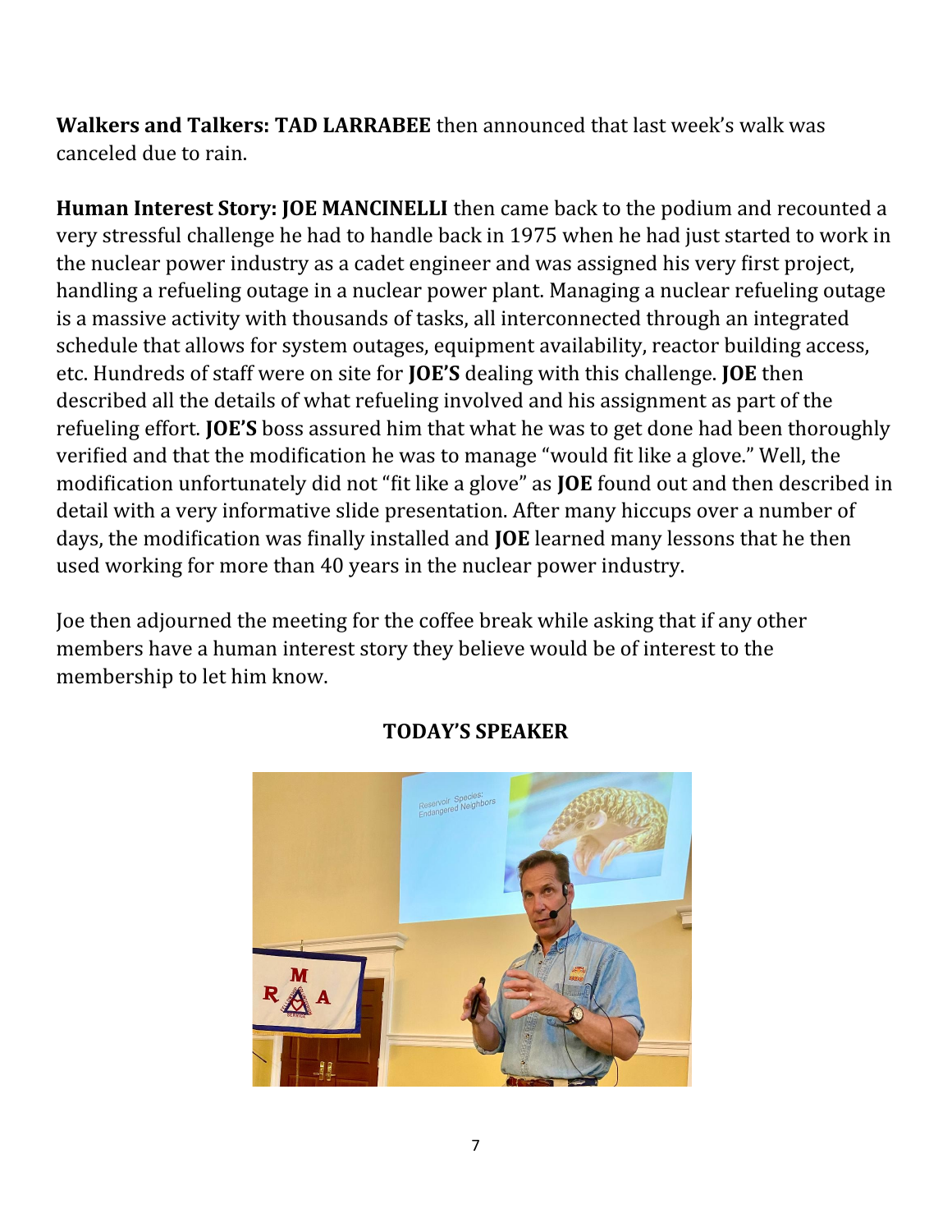**Walkers and Talkers: TAD LARRABEE** then announced that last week's walk was canceled due to rain.

**Human Interest Story: JOE MANCINELLI** then came back to the podium and recounted a very stressful challenge he had to handle back in 1975 when he had just started to work in the nuclear power industry as a cadet engineer and was assigned his very first project, handling a refueling outage in a nuclear power plant. Managing a nuclear refueling outage is a massive activity with thousands of tasks, all interconnected through an integrated schedule that allows for system outages, equipment availability, reactor building access, etc. Hundreds of staff were on site for **JOE'S** dealing with this challenge. **JOE** then described all the details of what refueling involved and his assignment as part of the refueling effort. **JOE'S** boss assured him that what he was to get done had been thoroughly verified and that the modification he was to manage "would fit like a glove." Well, the modification unfortunately did not "fit like a glove" as **JOE** found out and then described in detail with a very informative slide presentation. After many hiccups over a number of days, the modification was finally installed and **JOE** learned many lessons that he then used working for more than 40 years in the nuclear power industry.

Joe then adjourned the meeting for the coffee break while asking that if any other members have a human interest story they believe would be of interest to the membership to let him know.

## TODAY'S SPEAKER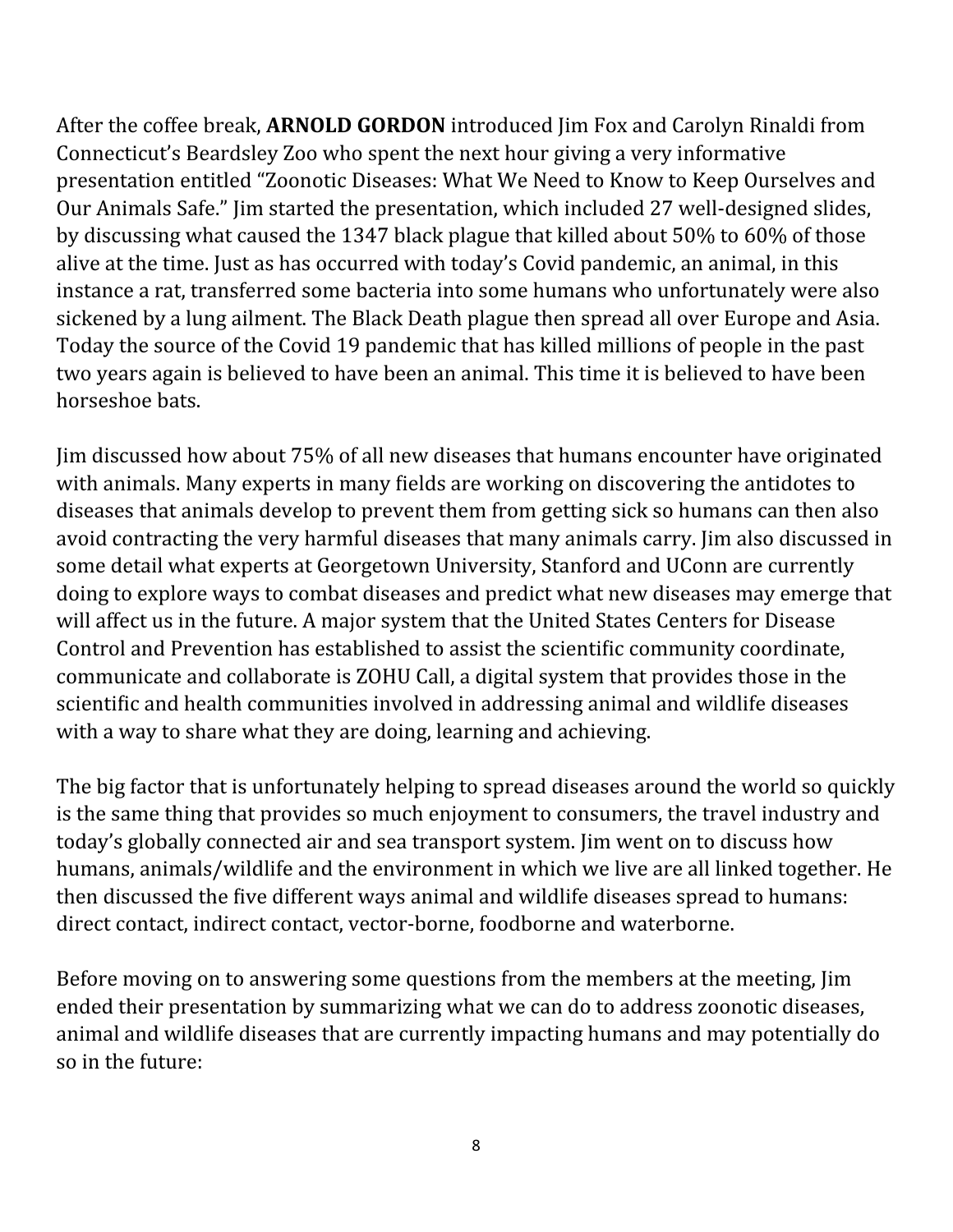After the coffee break, **ARNOLD GORDON** introduced Jim Fox and Carolyn Rinaldi from Connecticut's Beardsley Zoo who spent the next hour giving a very informative presentation entitled "Zoonotic Diseases: What We Need to Know to Keep Ourselves and Our Animals Safe." Jim started the presentation, which included 27 well-designed slides, by discussing what caused the 1347 black plague that killed about 50% to 60% of those alive at the time. Just as has occurred with today's Covid pandemic, an animal, in this instance a rat, transferred some bacteria into some humans who unfortunately were also sickened by a lung ailment. The Black Death plague then spread all over Europe and Asia. Today the source of the Covid 19 pandemic that has killed millions of people in the past two years again is believed to have been an animal. This time it is believed to have been horseshoe bats.

Jim discussed how about 75% of all new diseases that humans encounter have originated with animals. Many experts in many fields are working on discovering the antidotes to diseases that animals develop to prevent them from getting sick so humans can then also avoid contracting the very harmful diseases that many animals carry. Jim also discussed in some detail what experts at Georgetown University, Stanford and UConn are currently doing to explore ways to combat diseases and predict what new diseases may emerge that will affect us in the future. A major system that the United States Centers for Disease Control and Prevention has established to assist the scientific community coordinate, communicate and collaborate is ZOHU Call, a digital system that provides those in the scientific and health communities involved in addressing animal and wildlife diseases with a way to share what they are doing, learning and achieving.

The big factor that is unfortunately helping to spread diseases around the world so quickly is the same thing that provides so much enjoyment to consumers, the travel industry and today's globally connected air and sea transport system. Jim went on to discuss how humans, animals/wildlife and the environment in which we live are all linked together. He then discussed the five different ways animal and wildlife diseases spread to humans: direct contact, indirect contact, vector-borne, foodborne and waterborne.

Before moving on to answering some questions from the members at the meeting, Jim ended their presentation by summarizing what we can do to address zoonotic diseases, animal and wildlife diseases that are currently impacting humans and may potentially do so in the future: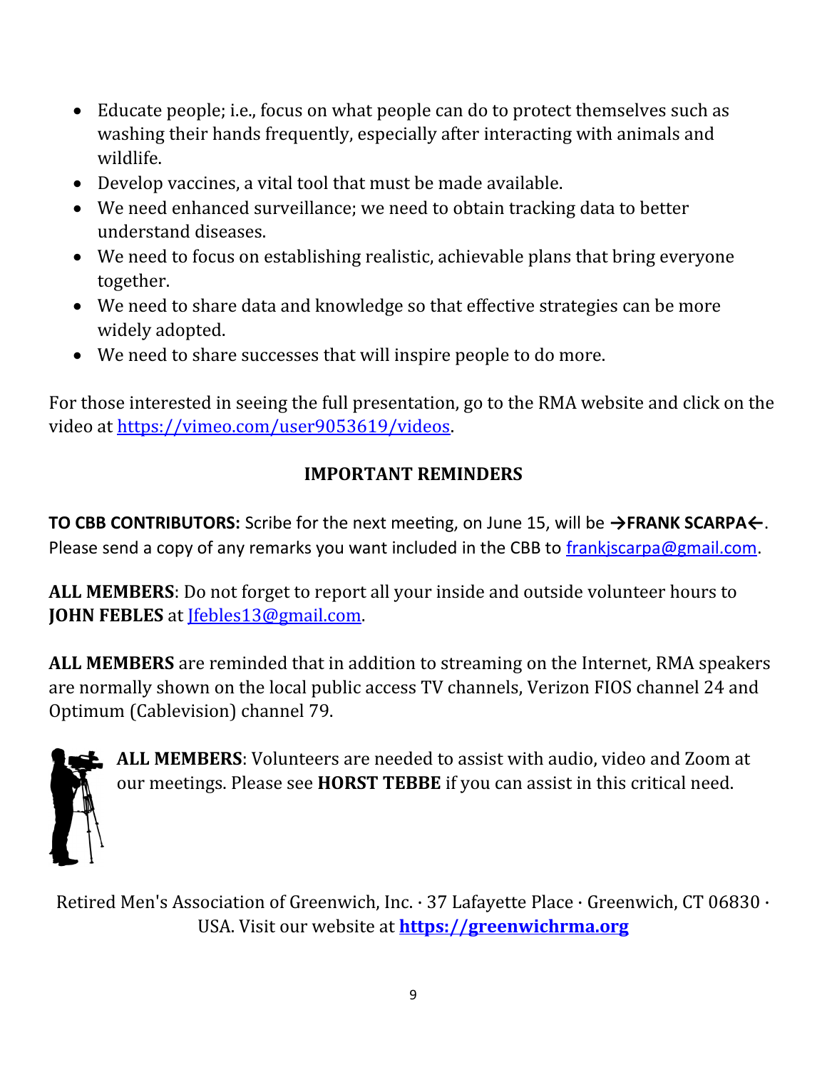- Educate people; i.e., focus on what people can do to protect themselves such as washing their hands frequently, especially after interacting with animals and wildlife.
- Develop vaccines, a vital tool that must be made available.
- We need enhanced surveillance; we need to obtain tracking data to better understand diseases.
- We need to focus on establishing realistic, achievable plans that bring everyone together.
- We need to share data and knowledge so that effective strategies can be more widely adopted.
- We need to share successes that will inspire people to do more.

For those interested in seeing the full presentation, go to the RMA website and click on the video at https://vimeo.com/user9053619/videos.

## IMPORTANT REMINDERS

**TO CBB CONTRIBUTORS:** Scribe for the next meeting, on June 15, will be **→FRANK SCARPA←**. Please send a copy of any remarks you want included in the CBB to frankjscarpa@gmail.com.

**ALL MEMBERS**: Do not forget to report all your inside and outside volunteer hours to **JOHN FEBLES** at Jfebles13@gmail.com.

**ALL MEMBERS** are reminded that in addition to streaming on the Internet, RMA speakers are normally shown on the local public access TV channels, Verizon FIOS channel 24 and Optimum (Cablevision) channel 79.

**ALL MEMBERS**: Volunteers are needed to assist with audio, video and Zoom at our meetings. Please see **HORST TEBBE** if you can assist in this critical need.

Retired Men's Association of Greenwich, Inc. · 37 Lafayette Place · Greenwich, CT 06830 · USA. Visit our website at **https://greenwichrma.org**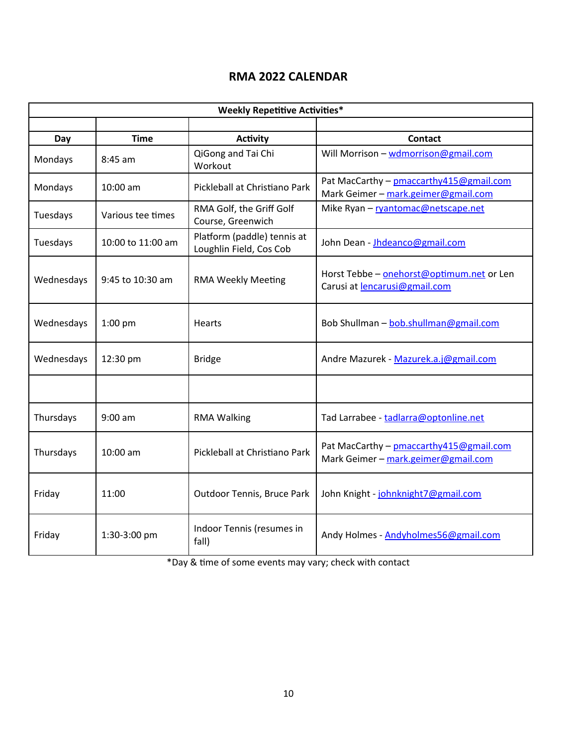# RMA 2022 CALENDAR

| Weekly Repetitive Activities* | | | |
|---|---|---|---|
| | | | |
| **Day** | **Time** | **Activity** | **Contact** |
| Mondays | 8:45 am | QiGong and Tai Chi Workout | Will Morrison – wdmorrison@gmail.com |
| Mondays | 10:00 am | Pickleball at Christiano Park | Pat MacCarthy – pmaccarthy415@gmail.com Mark Geimer – mark.geimer@gmail.com |
| Tuesdays | Various tee times | RMA Golf, the Griff Golf Course, Greenwich | Mike Ryan – ryantomac@netscape.net |
| Tuesdays | 10:00 to 11:00 am | Platform (paddle) tennis at Loughlin Field, Cos Cob | John Dean - Jhdeanco@gmail.com |
| Wednesdays | 9:45 to 10:30 am | RMA Weekly Meeting | Horst Tebbe – onehorst@optimum.net or Len Carusi at lencarusi@gmail.com |
| Wednesdays | 1:00 pm | Hearts | Bob Shullman – bob.shullman@gmail.com |
| Wednesdays | 12:30 pm | Bridge | Andre Mazurek - Mazurek.a.j@gmail.com |
| | | | |
| Thursdays | 9:00 am | RMA Walking | Tad Larrabee - tadlarra@optonline.net |
| Thursdays | 10:00 am | Pickleball at Christiano Park | Pat MacCarthy – pmaccarthy415@gmail.com Mark Geimer – mark.geimer@gmail.com |
| Friday | 11:00 | Outdoor Tennis, Bruce Park | John Knight - johnknight7@gmail.com |
| Friday | 1:30-3:00 pm | Indoor Tennis (resumes in fall) | Andy Holmes - Andyholmes56@gmail.com |

*Day & time of some events may vary; check with contact